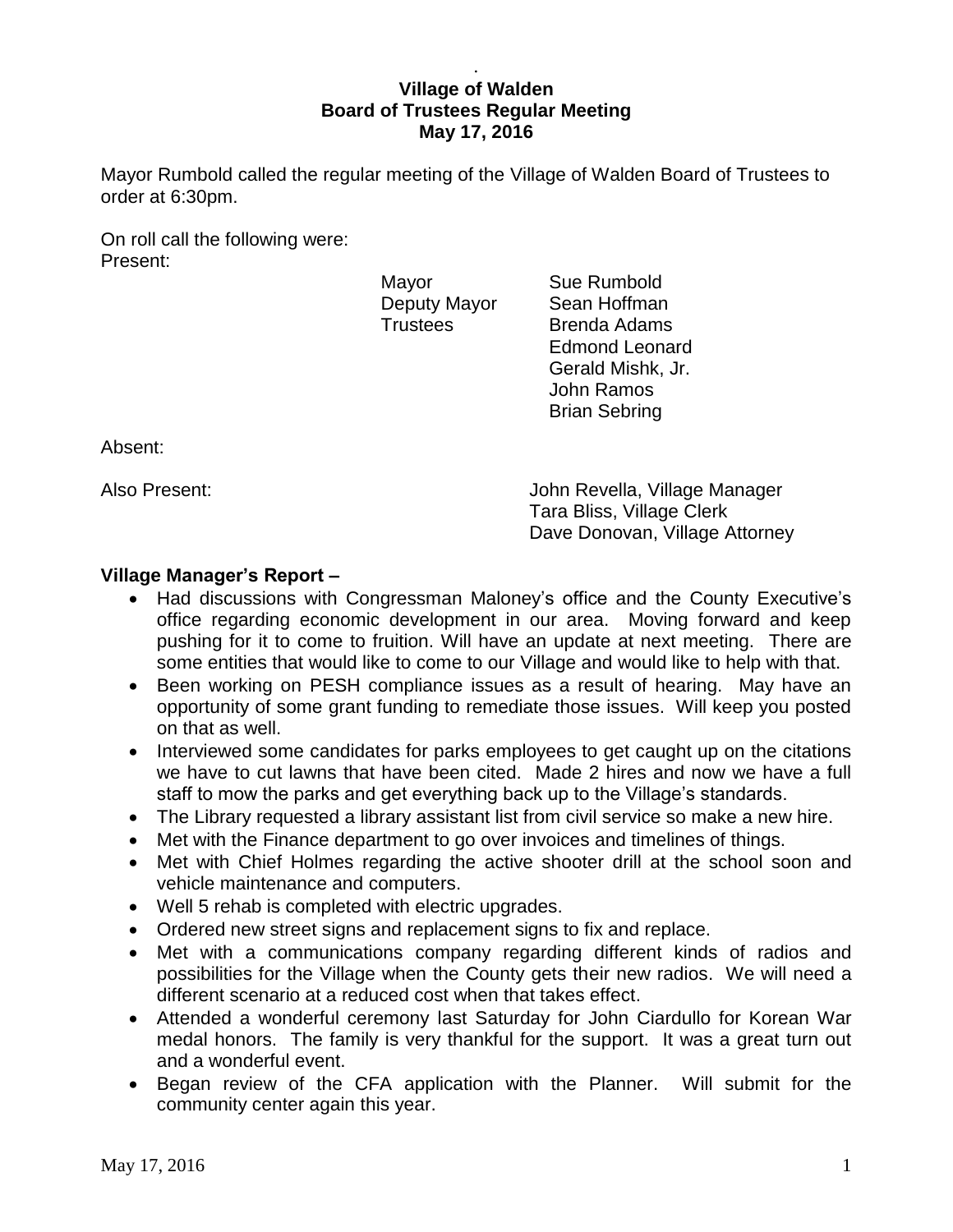**Village of Walden**
**Board of Trustees Regular Meeting**
**May 17, 2016**

Mayor Rumbold called the regular meeting of the Village of Walden Board of Trustees to order at 6:30pm.

On roll call the following were:
Present:

| | |
|---|---|
| Mayor | Sue Rumbold |
| Deputy Mayor | Sean Hoffman |
| Trustees | Brenda Adams |
| | Edmond Leonard |
| | Gerald Mishk, Jr. |
| | John Ramos |
| | Brian Sebring |

Absent:

Also Present:
John Revella, Village Manager
Tara Bliss, Village Clerk
Dave Donovan, Village Attorney

**Village Manager's Report –**

- Had discussions with Congressman Maloney's office and the County Executive's office regarding economic development in our area. Moving forward and keep pushing for it to come to fruition. Will have an update at next meeting. There are some entities that would like to come to our Village and would like to help with that.
- Been working on PESH compliance issues as a result of hearing. May have an opportunity of some grant funding to remediate those issues. Will keep you posted on that as well.
- Interviewed some candidates for parks employees to get caught up on the citations we have to cut lawns that have been cited. Made 2 hires and now we have a full staff to mow the parks and get everything back up to the Village's standards.
- The Library requested a library assistant list from civil service so make a new hire.
- Met with the Finance department to go over invoices and timelines of things.
- Met with Chief Holmes regarding the active shooter drill at the school soon and vehicle maintenance and computers.
- Well 5 rehab is completed with electric upgrades.
- Ordered new street signs and replacement signs to fix and replace.
- Met with a communications company regarding different kinds of radios and possibilities for the Village when the County gets their new radios. We will need a different scenario at a reduced cost when that takes effect.
- Attended a wonderful ceremony last Saturday for John Ciardullo for Korean War medal honors. The family is very thankful for the support. It was a great turn out and a wonderful event.
- Began review of the CFA application with the Planner. Will submit for the community center again this year.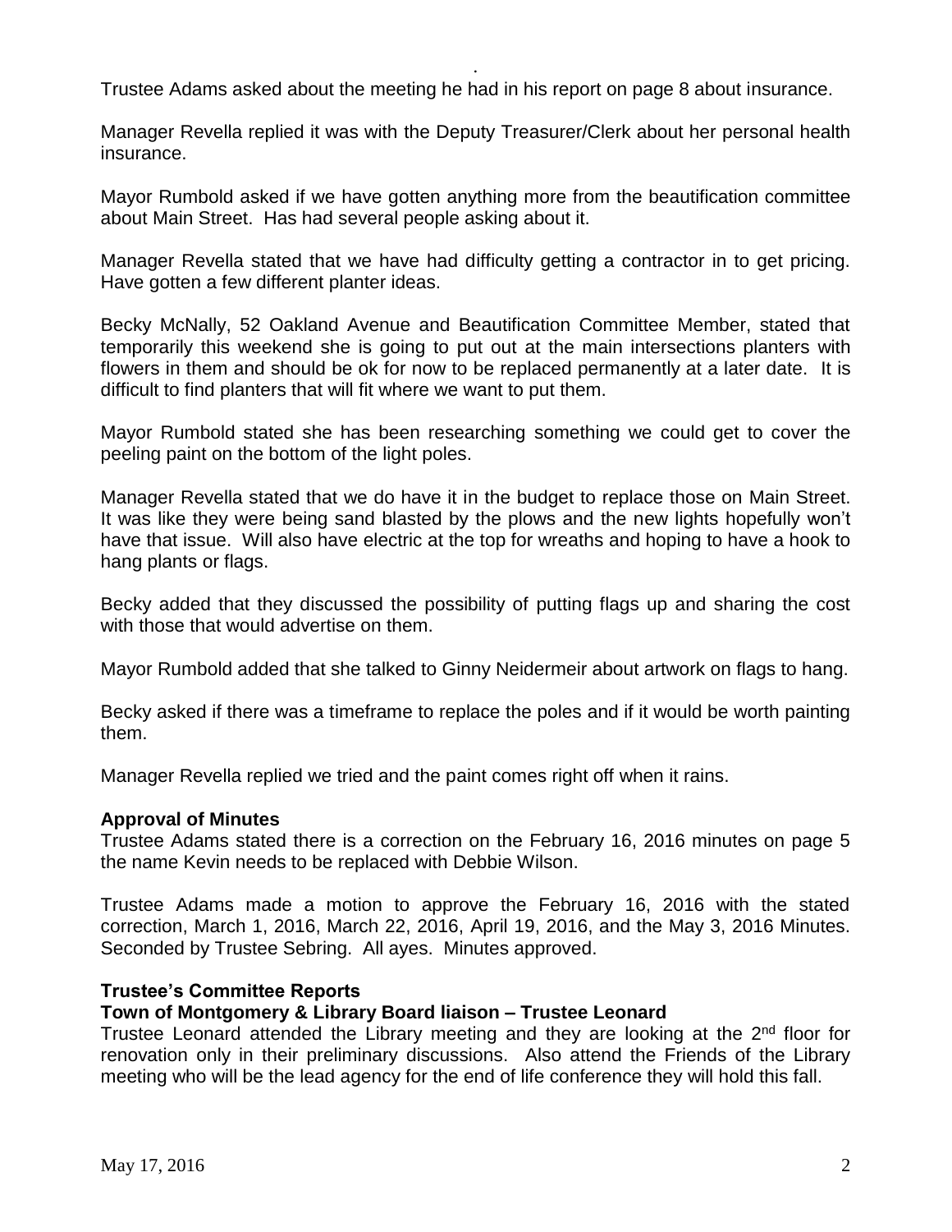Trustee Adams asked about the meeting he had in his report on page 8 about insurance.

Manager Revella replied it was with the Deputy Treasurer/Clerk about her personal health insurance.

Mayor Rumbold asked if we have gotten anything more from the beautification committee about Main Street. Has had several people asking about it.

Manager Revella stated that we have had difficulty getting a contractor in to get pricing. Have gotten a few different planter ideas.

Becky McNally, 52 Oakland Avenue and Beautification Committee Member, stated that temporarily this weekend she is going to put out at the main intersections planters with flowers in them and should be ok for now to be replaced permanently at a later date. It is difficult to find planters that will fit where we want to put them.

Mayor Rumbold stated she has been researching something we could get to cover the peeling paint on the bottom of the light poles.

Manager Revella stated that we do have it in the budget to replace those on Main Street. It was like they were being sand blasted by the plows and the new lights hopefully won't have that issue. Will also have electric at the top for wreaths and hoping to have a hook to hang plants or flags.

Becky added that they discussed the possibility of putting flags up and sharing the cost with those that would advertise on them.

Mayor Rumbold added that she talked to Ginny Neidermeir about artwork on flags to hang.

Becky asked if there was a timeframe to replace the poles and if it would be worth painting them.

Manager Revella replied we tried and the paint comes right off when it rains.

**Approval of Minutes**

Trustee Adams stated there is a correction on the February 16, 2016 minutes on page 5 the name Kevin needs to be replaced with Debbie Wilson.

Trustee Adams made a motion to approve the February 16, 2016 with the stated correction, March 1, 2016, March 22, 2016, April 19, 2016, and the May 3, 2016 Minutes. Seconded by Trustee Sebring. All ayes. Minutes approved.

**Trustee's Committee Reports**

**Town of Montgomery & Library Board liaison – Trustee Leonard**

Trustee Leonard attended the Library meeting and they are looking at the 2nd floor for renovation only in their preliminary discussions. Also attend the Friends of the Library meeting who will be the lead agency for the end of life conference they will hold this fall.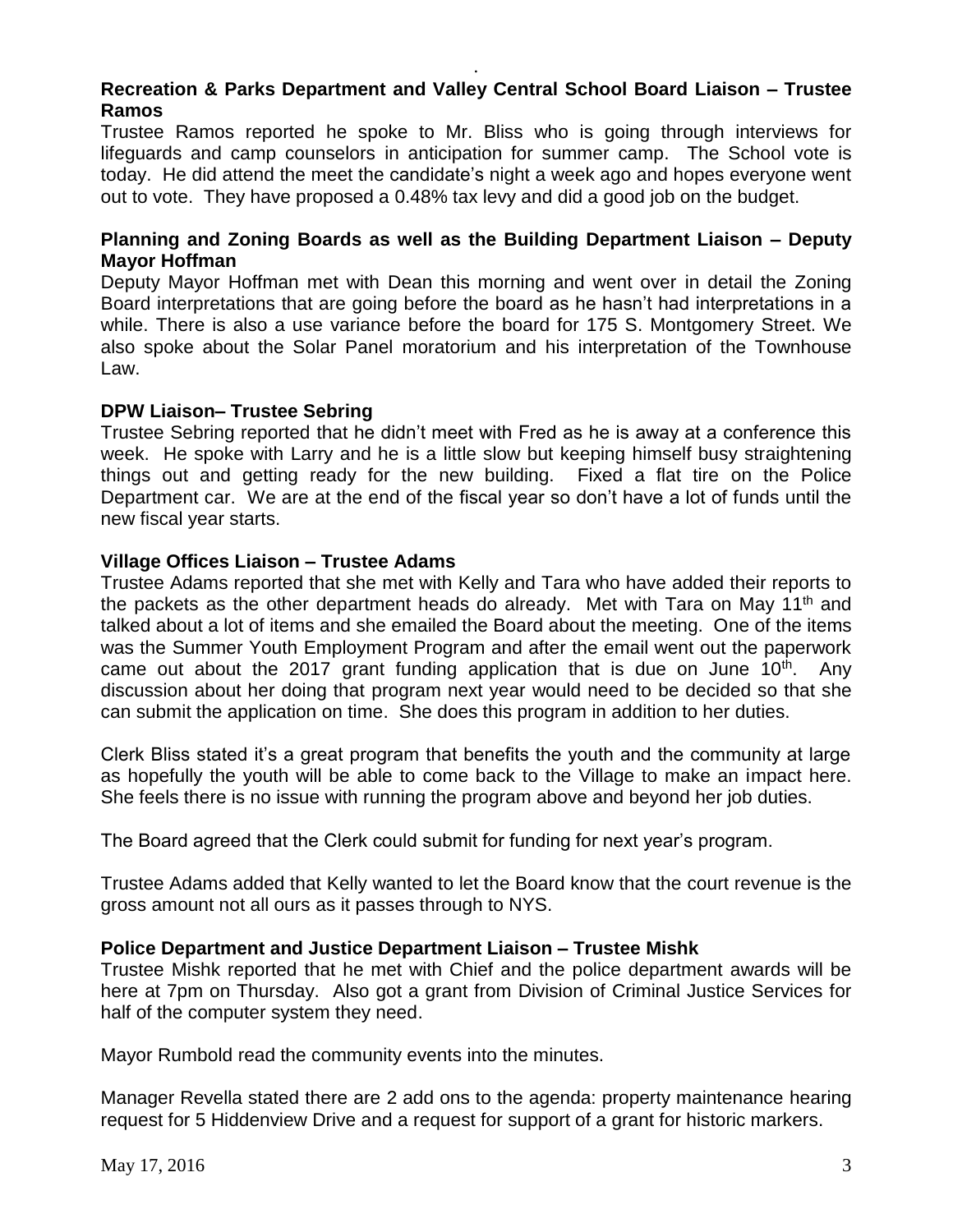**Recreation & Parks Department and Valley Central School Board Liaison – Trustee Ramos**

Trustee Ramos reported he spoke to Mr. Bliss who is going through interviews for lifeguards and camp counselors in anticipation for summer camp. The School vote is today. He did attend the meet the candidate's night a week ago and hopes everyone went out to vote. They have proposed a 0.48% tax levy and did a good job on the budget.

**Planning and Zoning Boards as well as the Building Department Liaison – Deputy Mayor Hoffman**

Deputy Mayor Hoffman met with Dean this morning and went over in detail the Zoning Board interpretations that are going before the board as he hasn't had interpretations in a while. There is also a use variance before the board for 175 S. Montgomery Street. We also spoke about the Solar Panel moratorium and his interpretation of the Townhouse Law.

**DPW Liaison– Trustee Sebring**

Trustee Sebring reported that he didn't meet with Fred as he is away at a conference this week. He spoke with Larry and he is a little slow but keeping himself busy straightening things out and getting ready for the new building. Fixed a flat tire on the Police Department car. We are at the end of the fiscal year so don't have a lot of funds until the new fiscal year starts.

**Village Offices Liaison – Trustee Adams**

Trustee Adams reported that she met with Kelly and Tara who have added their reports to the packets as the other department heads do already. Met with Tara on May 11th and talked about a lot of items and she emailed the Board about the meeting. One of the items was the Summer Youth Employment Program and after the email went out the paperwork came out about the 2017 grant funding application that is due on June 10th. Any discussion about her doing that program next year would need to be decided so that she can submit the application on time. She does this program in addition to her duties.

Clerk Bliss stated it's a great program that benefits the youth and the community at large as hopefully the youth will be able to come back to the Village to make an impact here. She feels there is no issue with running the program above and beyond her job duties.

The Board agreed that the Clerk could submit for funding for next year's program.

Trustee Adams added that Kelly wanted to let the Board know that the court revenue is the gross amount not all ours as it passes through to NYS.

**Police Department and Justice Department Liaison – Trustee Mishk**

Trustee Mishk reported that he met with Chief and the police department awards will be here at 7pm on Thursday. Also got a grant from Division of Criminal Justice Services for half of the computer system they need.

Mayor Rumbold read the community events into the minutes.

Manager Revella stated there are 2 add ons to the agenda: property maintenance hearing request for 5 Hiddenview Drive and a request for support of a grant for historic markers.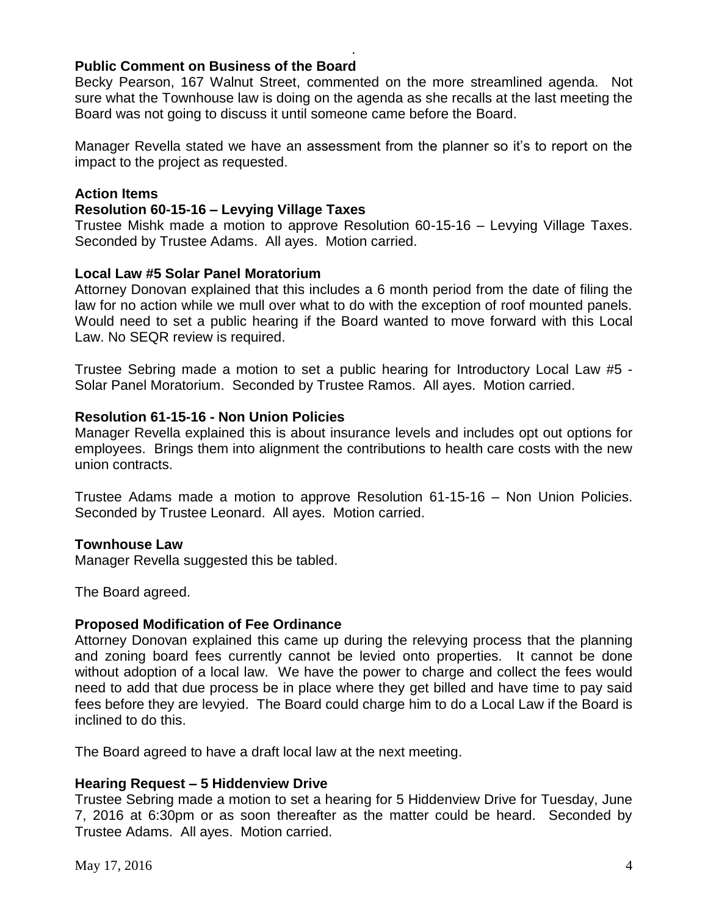**Public Comment on Business of the Board**

Becky Pearson, 167 Walnut Street, commented on the more streamlined agenda. Not sure what the Townhouse law is doing on the agenda as she recalls at the last meeting the Board was not going to discuss it until someone came before the Board.

Manager Revella stated we have an assessment from the planner so it's to report on the impact to the project as requested.

**Action Items**

**Resolution 60-15-16 – Levying Village Taxes**

Trustee Mishk made a motion to approve Resolution 60-15-16 – Levying Village Taxes. Seconded by Trustee Adams. All ayes. Motion carried.

**Local Law #5 Solar Panel Moratorium**

Attorney Donovan explained that this includes a 6 month period from the date of filing the law for no action while we mull over what to do with the exception of roof mounted panels. Would need to set a public hearing if the Board wanted to move forward with this Local Law. No SEQR review is required.

Trustee Sebring made a motion to set a public hearing for Introductory Local Law #5 - Solar Panel Moratorium. Seconded by Trustee Ramos. All ayes. Motion carried.

**Resolution 61-15-16 - Non Union Policies**

Manager Revella explained this is about insurance levels and includes opt out options for employees. Brings them into alignment the contributions to health care costs with the new union contracts.

Trustee Adams made a motion to approve Resolution 61-15-16 – Non Union Policies. Seconded by Trustee Leonard. All ayes. Motion carried.

**Townhouse Law**

Manager Revella suggested this be tabled.

The Board agreed.

**Proposed Modification of Fee Ordinance**

Attorney Donovan explained this came up during the relevying process that the planning and zoning board fees currently cannot be levied onto properties. It cannot be done without adoption of a local law. We have the power to charge and collect the fees would need to add that due process be in place where they get billed and have time to pay said fees before they are levyied. The Board could charge him to do a Local Law if the Board is inclined to do this.

The Board agreed to have a draft local law at the next meeting.

**Hearing Request – 5 Hiddenview Drive**

Trustee Sebring made a motion to set a hearing for 5 Hiddenview Drive for Tuesday, June 7, 2016 at 6:30pm or as soon thereafter as the matter could be heard. Seconded by Trustee Adams. All ayes. Motion carried.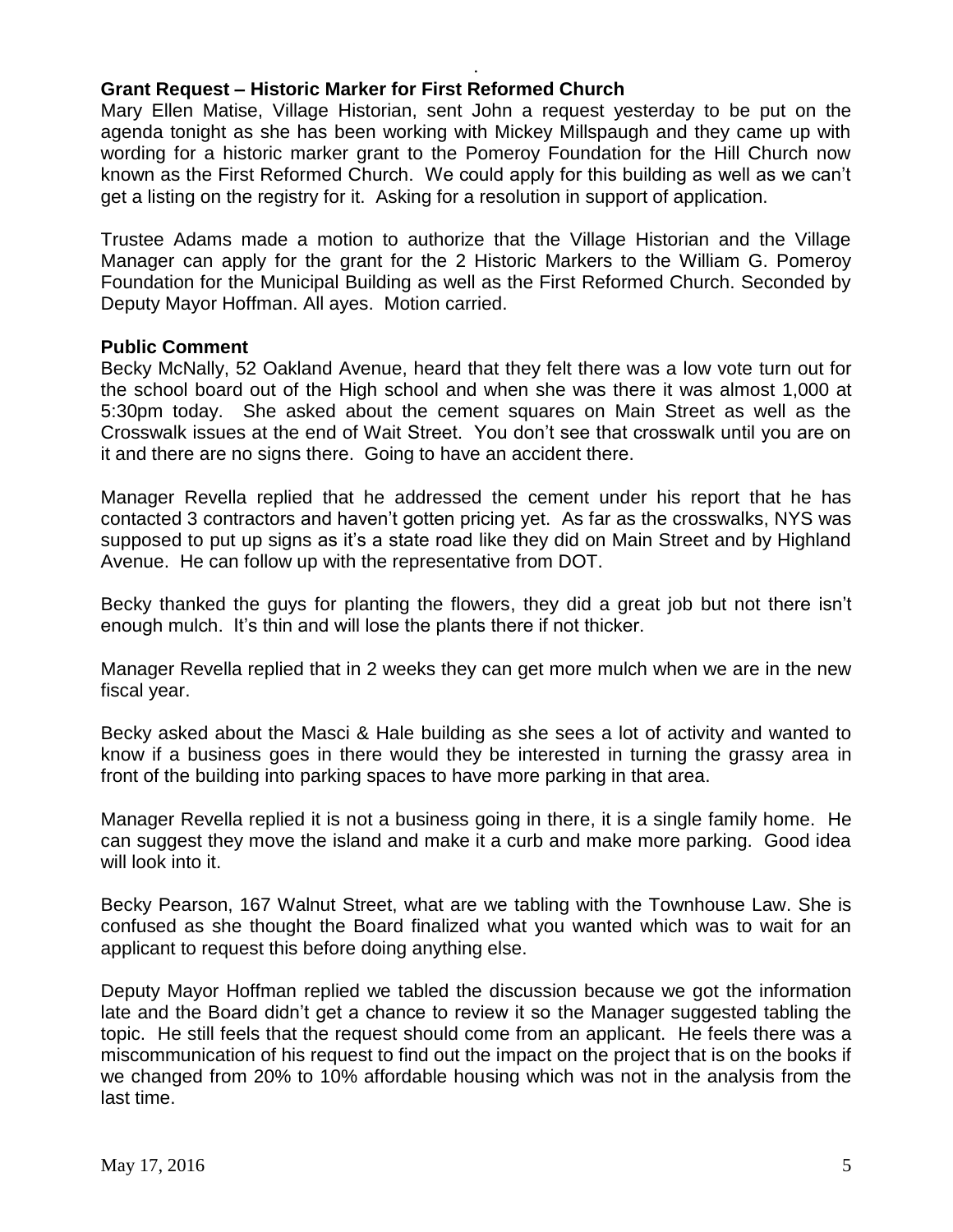**Grant Request – Historic Marker for First Reformed Church**

Mary Ellen Matise, Village Historian, sent John a request yesterday to be put on the agenda tonight as she has been working with Mickey Millspaugh and they came up with wording for a historic marker grant to the Pomeroy Foundation for the Hill Church now known as the First Reformed Church. We could apply for this building as well as we can't get a listing on the registry for it. Asking for a resolution in support of application.

Trustee Adams made a motion to authorize that the Village Historian and the Village Manager can apply for the grant for the 2 Historic Markers to the William G. Pomeroy Foundation for the Municipal Building as well as the First Reformed Church. Seconded by Deputy Mayor Hoffman. All ayes. Motion carried.

**Public Comment**

Becky McNally, 52 Oakland Avenue, heard that they felt there was a low vote turn out for the school board out of the High school and when she was there it was almost 1,000 at 5:30pm today. She asked about the cement squares on Main Street as well as the Crosswalk issues at the end of Wait Street. You don't see that crosswalk until you are on it and there are no signs there. Going to have an accident there.

Manager Revella replied that he addressed the cement under his report that he has contacted 3 contractors and haven't gotten pricing yet. As far as the crosswalks, NYS was supposed to put up signs as it's a state road like they did on Main Street and by Highland Avenue. He can follow up with the representative from DOT.

Becky thanked the guys for planting the flowers, they did a great job but not there isn't enough mulch. It's thin and will lose the plants there if not thicker.

Manager Revella replied that in 2 weeks they can get more mulch when we are in the new fiscal year.

Becky asked about the Masci & Hale building as she sees a lot of activity and wanted to know if a business goes in there would they be interested in turning the grassy area in front of the building into parking spaces to have more parking in that area.

Manager Revella replied it is not a business going in there, it is a single family home. He can suggest they move the island and make it a curb and make more parking. Good idea will look into it.

Becky Pearson, 167 Walnut Street, what are we tabling with the Townhouse Law. She is confused as she thought the Board finalized what you wanted which was to wait for an applicant to request this before doing anything else.

Deputy Mayor Hoffman replied we tabled the discussion because we got the information late and the Board didn't get a chance to review it so the Manager suggested tabling the topic. He still feels that the request should come from an applicant. He feels there was a miscommunication of his request to find out the impact on the project that is on the books if we changed from 20% to 10% affordable housing which was not in the analysis from the last time.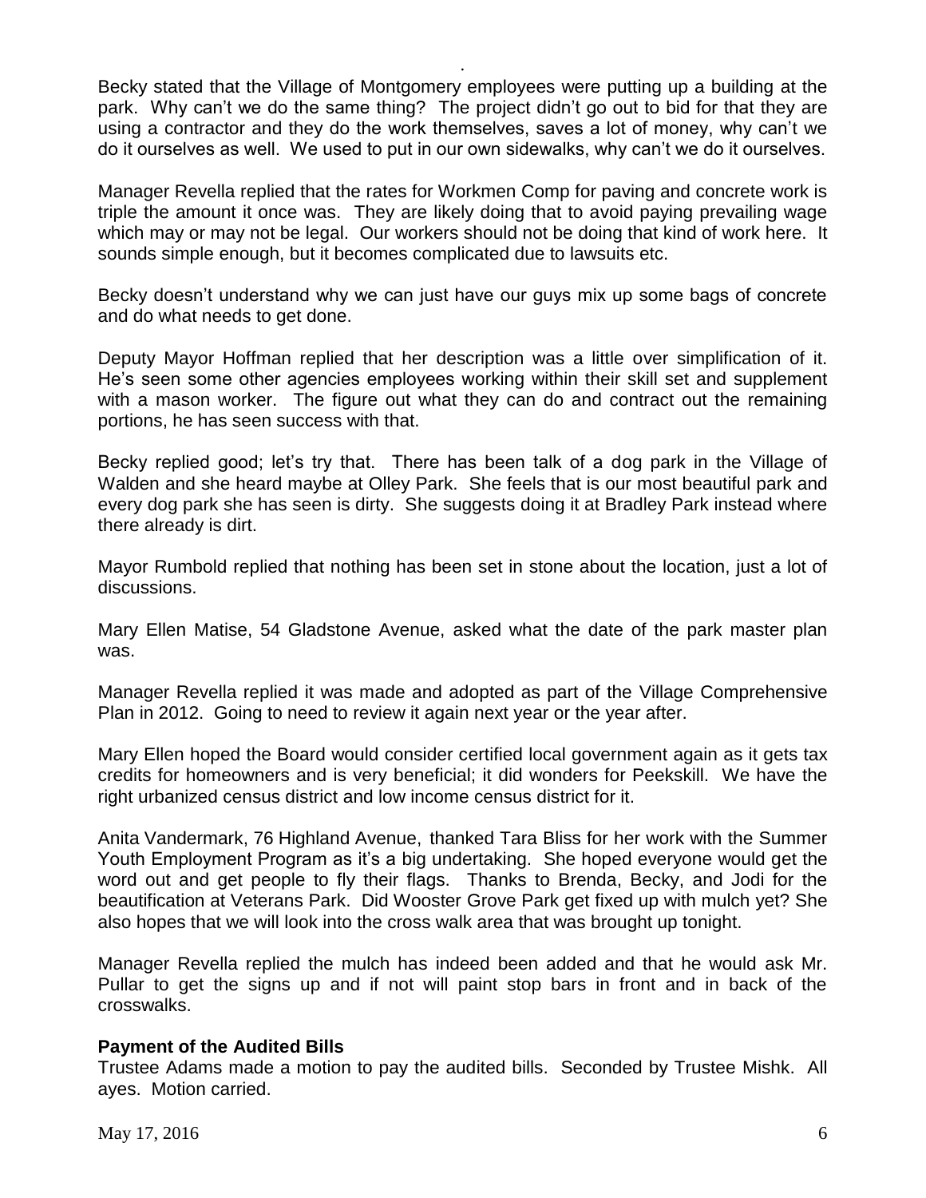Becky stated that the Village of Montgomery employees were putting up a building at the park. Why can't we do the same thing? The project didn't go out to bid for that they are using a contractor and they do the work themselves, saves a lot of money, why can't we do it ourselves as well. We used to put in our own sidewalks, why can't we do it ourselves.

Manager Revella replied that the rates for Workmen Comp for paving and concrete work is triple the amount it once was. They are likely doing that to avoid paying prevailing wage which may or may not be legal. Our workers should not be doing that kind of work here. It sounds simple enough, but it becomes complicated due to lawsuits etc.

Becky doesn't understand why we can just have our guys mix up some bags of concrete and do what needs to get done.

Deputy Mayor Hoffman replied that her description was a little over simplification of it. He's seen some other agencies employees working within their skill set and supplement with a mason worker. The figure out what they can do and contract out the remaining portions, he has seen success with that.

Becky replied good; let's try that. There has been talk of a dog park in the Village of Walden and she heard maybe at Olley Park. She feels that is our most beautiful park and every dog park she has seen is dirty. She suggests doing it at Bradley Park instead where there already is dirt.

Mayor Rumbold replied that nothing has been set in stone about the location, just a lot of discussions.

Mary Ellen Matise, 54 Gladstone Avenue, asked what the date of the park master plan was.

Manager Revella replied it was made and adopted as part of the Village Comprehensive Plan in 2012. Going to need to review it again next year or the year after.

Mary Ellen hoped the Board would consider certified local government again as it gets tax credits for homeowners and is very beneficial; it did wonders for Peekskill. We have the right urbanized census district and low income census district for it.

Anita Vandermark, 76 Highland Avenue, thanked Tara Bliss for her work with the Summer Youth Employment Program as it's a big undertaking. She hoped everyone would get the word out and get people to fly their flags. Thanks to Brenda, Becky, and Jodi for the beautification at Veterans Park. Did Wooster Grove Park get fixed up with mulch yet? She also hopes that we will look into the cross walk area that was brought up tonight.

Manager Revella replied the mulch has indeed been added and that he would ask Mr. Pullar to get the signs up and if not will paint stop bars in front and in back of the crosswalks.

**Payment of the Audited Bills**

Trustee Adams made a motion to pay the audited bills. Seconded by Trustee Mishk. All ayes. Motion carried.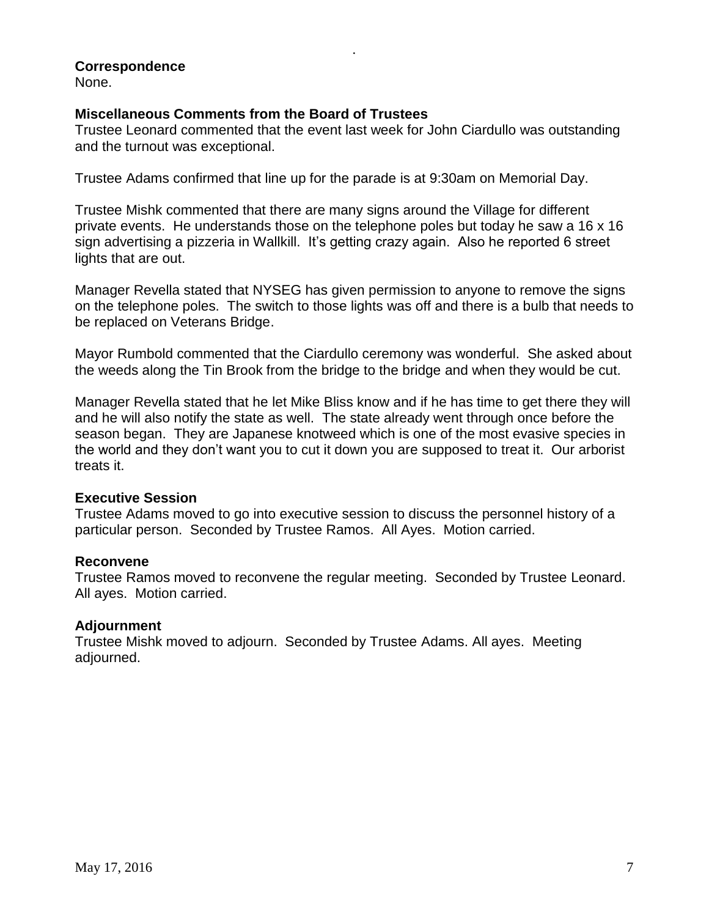**Correspondence**
None.

**Miscellaneous Comments from the Board of Trustees**
Trustee Leonard commented that the event last week for John Ciardullo was outstanding and the turnout was exceptional.

Trustee Adams confirmed that line up for the parade is at 9:30am on Memorial Day.

Trustee Mishk commented that there are many signs around the Village for different private events. He understands those on the telephone poles but today he saw a 16 x 16 sign advertising a pizzeria in Wallkill. It's getting crazy again. Also he reported 6 street lights that are out.

Manager Revella stated that NYSEG has given permission to anyone to remove the signs on the telephone poles. The switch to those lights was off and there is a bulb that needs to be replaced on Veterans Bridge.

Mayor Rumbold commented that the Ciardullo ceremony was wonderful. She asked about the weeds along the Tin Brook from the bridge to the bridge and when they would be cut.

Manager Revella stated that he let Mike Bliss know and if he has time to get there they will and he will also notify the state as well. The state already went through once before the season began. They are Japanese knotweed which is one of the most evasive species in the world and they don't want you to cut it down you are supposed to treat it. Our arborist treats it.

**Executive Session**
Trustee Adams moved to go into executive session to discuss the personnel history of a particular person. Seconded by Trustee Ramos. All Ayes. Motion carried.

**Reconvene**
Trustee Ramos moved to reconvene the regular meeting. Seconded by Trustee Leonard. All ayes. Motion carried.

**Adjournment**
Trustee Mishk moved to adjourn. Seconded by Trustee Adams. All ayes. Meeting adjourned.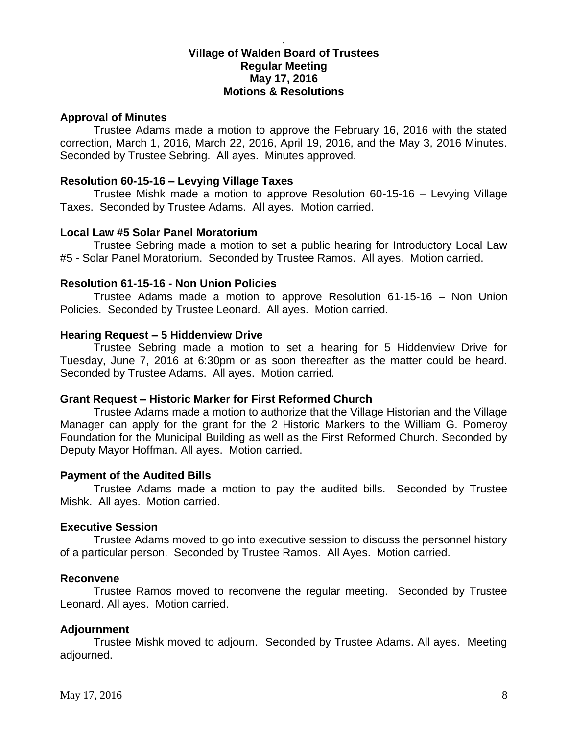**Village of Walden Board of Trustees**
**Regular Meeting**
**May 17, 2016**
**Motions & Resolutions**

**Approval of Minutes**

Trustee Adams made a motion to approve the February 16, 2016 with the stated correction, March 1, 2016, March 22, 2016, April 19, 2016, and the May 3, 2016 Minutes. Seconded by Trustee Sebring. All ayes. Minutes approved.

**Resolution 60-15-16 – Levying Village Taxes**

Trustee Mishk made a motion to approve Resolution 60-15-16 – Levying Village Taxes. Seconded by Trustee Adams. All ayes. Motion carried.

**Local Law #5 Solar Panel Moratorium**

Trustee Sebring made a motion to set a public hearing for Introductory Local Law #5 - Solar Panel Moratorium. Seconded by Trustee Ramos. All ayes. Motion carried.

**Resolution 61-15-16 - Non Union Policies**

Trustee Adams made a motion to approve Resolution 61-15-16 – Non Union Policies. Seconded by Trustee Leonard. All ayes. Motion carried.

**Hearing Request – 5 Hiddenview Drive**

Trustee Sebring made a motion to set a hearing for 5 Hiddenview Drive for Tuesday, June 7, 2016 at 6:30pm or as soon thereafter as the matter could be heard. Seconded by Trustee Adams. All ayes. Motion carried.

**Grant Request – Historic Marker for First Reformed Church**

Trustee Adams made a motion to authorize that the Village Historian and the Village Manager can apply for the grant for the 2 Historic Markers to the William G. Pomeroy Foundation for the Municipal Building as well as the First Reformed Church. Seconded by Deputy Mayor Hoffman. All ayes. Motion carried.

**Payment of the Audited Bills**

Trustee Adams made a motion to pay the audited bills. Seconded by Trustee Mishk. All ayes. Motion carried.

**Executive Session**

Trustee Adams moved to go into executive session to discuss the personnel history of a particular person. Seconded by Trustee Ramos. All Ayes. Motion carried.

**Reconvene**

Trustee Ramos moved to reconvene the regular meeting. Seconded by Trustee Leonard. All ayes. Motion carried.

**Adjournment**

Trustee Mishk moved to adjourn. Seconded by Trustee Adams. All ayes. Meeting adjourned.